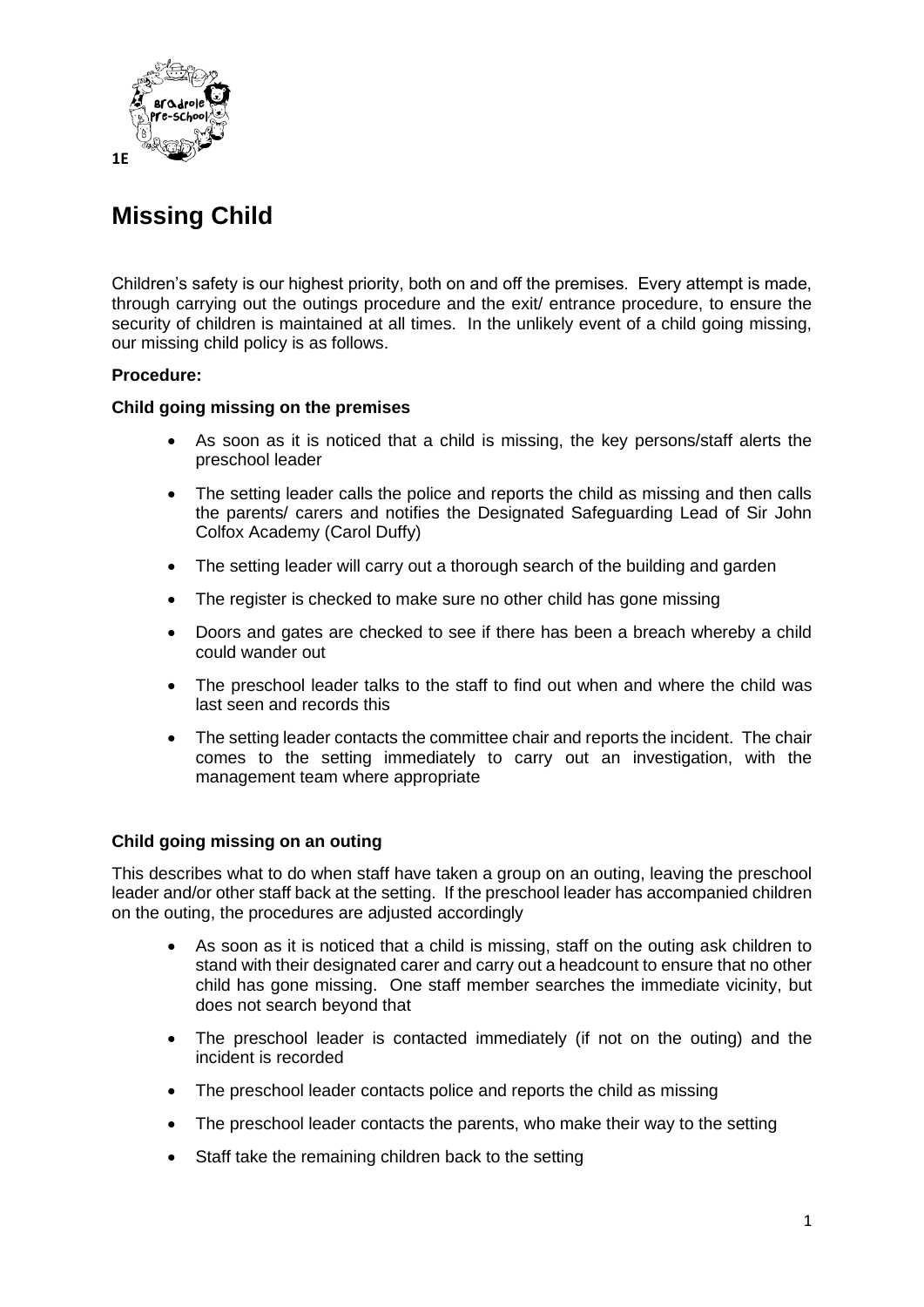1E

# Missing Child

Children's safety is our highest priority, both on and off the premises. Every attempt is made, through carrying out the outings procedure and the exit/ entrance procedure, to ensure the security of children is maintained at all times. In the unlikely event of a child going missing, our missing child policy is as follows.

**Procedure:**

**Child going missing on the premises**

- As soon as it is noticed that a child is missing, the key persons/staff alerts the preschool leader
- The setting leader calls the police and reports the child as missing and then calls the parents/ carers and notifies the Designated Safeguarding Lead of Sir John Colfox Academy (Carol Duffy)
- The setting leader will carry out a thorough search of the building and garden
- The register is checked to make sure no other child has gone missing
- Doors and gates are checked to see if there has been a breach whereby a child could wander out
- The preschool leader talks to the staff to find out when and where the child was last seen and records this
- The setting leader contacts the committee chair and reports the incident. The chair comes to the setting immediately to carry out an investigation, with the management team where appropriate

**Child going missing on an outing**

This describes what to do when staff have taken a group on an outing, leaving the preschool leader and/or other staff back at the setting. If the preschool leader has accompanied children on the outing, the procedures are adjusted accordingly

- As soon as it is noticed that a child is missing, staff on the outing ask children to stand with their designated carer and carry out a headcount to ensure that no other child has gone missing. One staff member searches the immediate vicinity, but does not search beyond that
- The preschool leader is contacted immediately (if not on the outing) and the incident is recorded
- The preschool leader contacts police and reports the child as missing
- The preschool leader contacts the parents, who make their way to the setting
- Staff take the remaining children back to the setting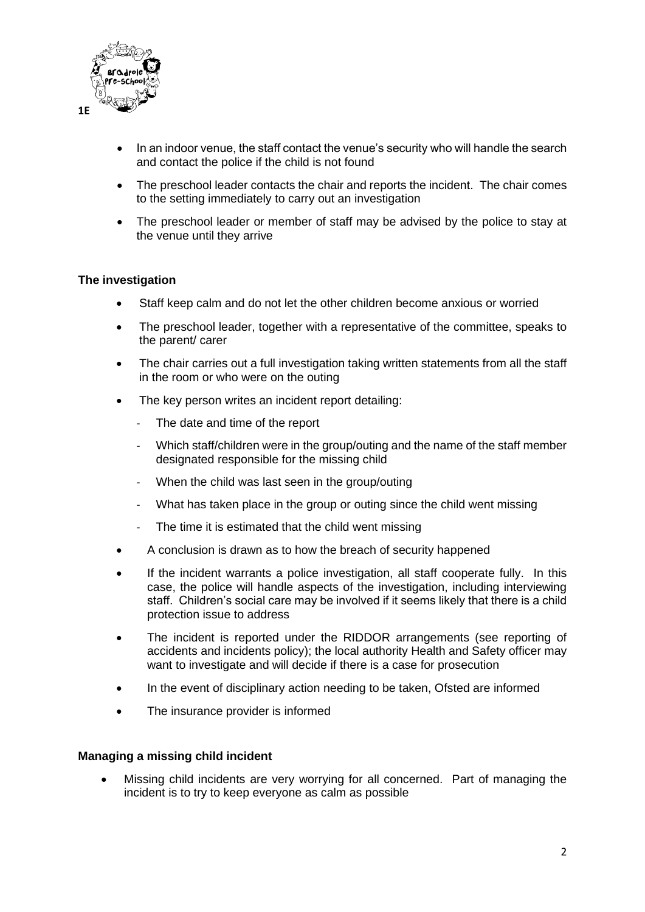- In an indoor venue, the staff contact the venue's security who will handle the search and contact the police if the child is not found
- The preschool leader contacts the chair and reports the incident. The chair comes to the setting immediately to carry out an investigation
- The preschool leader or member of staff may be advised by the police to stay at the venue until they arrive

**The investigation**

- Staff keep calm and do not let the other children become anxious or worried
- The preschool leader, together with a representative of the committee, speaks to the parent/ carer
- The chair carries out a full investigation taking written statements from all the staff in the room or who were on the outing
- The key person writes an incident report detailing:
  - The date and time of the report
  - Which staff/children were in the group/outing and the name of the staff member designated responsible for the missing child
  - When the child was last seen in the group/outing
  - What has taken place in the group or outing since the child went missing
  - The time it is estimated that the child went missing
- A conclusion is drawn as to how the breach of security happened
- If the incident warrants a police investigation, all staff cooperate fully. In this case, the police will handle aspects of the investigation, including interviewing staff. Children's social care may be involved if it seems likely that there is a child protection issue to address
- The incident is reported under the RIDDOR arrangements (see reporting of accidents and incidents policy); the local authority Health and Safety officer may want to investigate and will decide if there is a case for prosecution
- In the event of disciplinary action needing to be taken, Ofsted are informed
- The insurance provider is informed

**Managing a missing child incident**

- Missing child incidents are very worrying for all concerned. Part of managing the incident is to try to keep everyone as calm as possible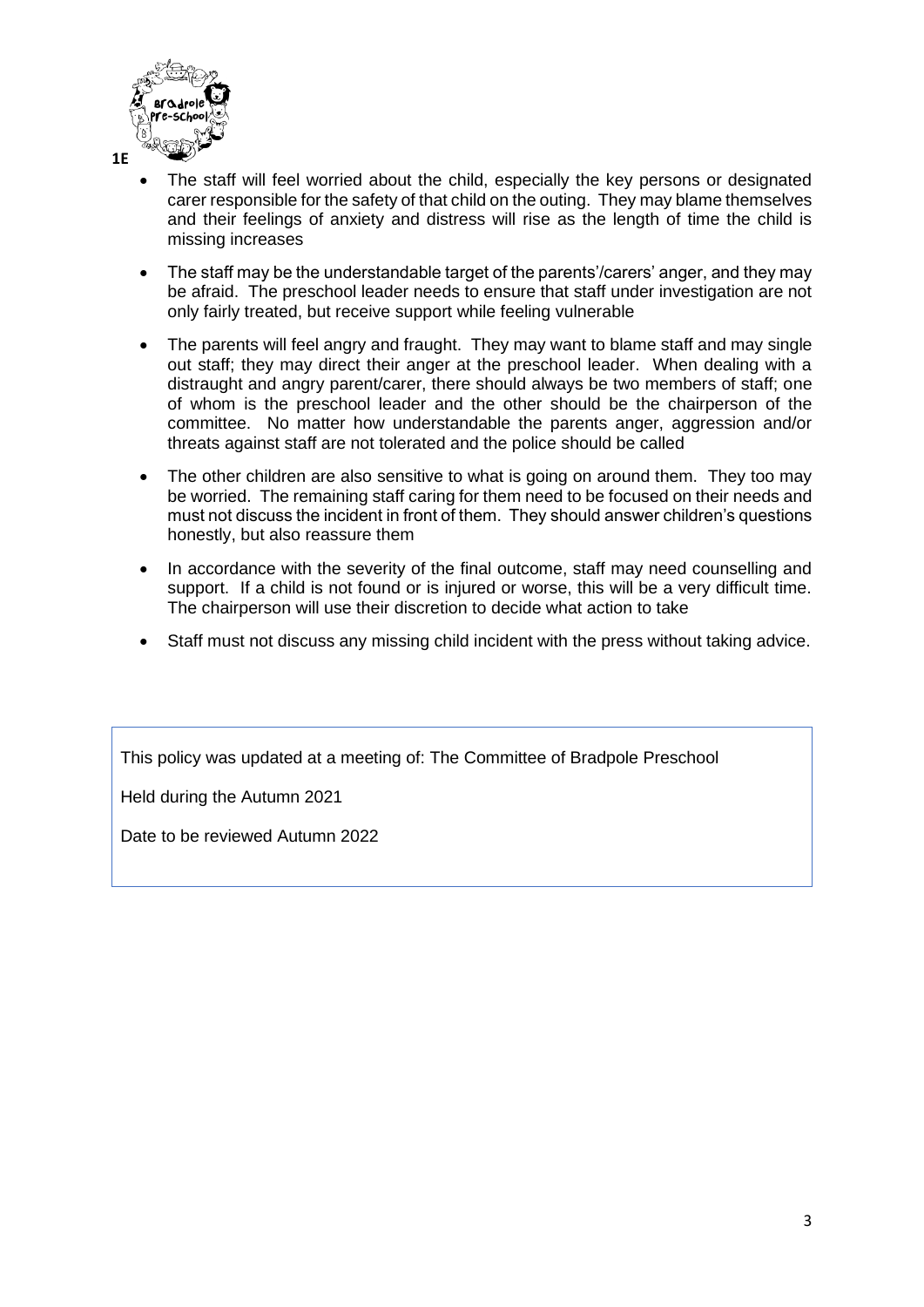- The staff will feel worried about the child, especially the key persons or designated carer responsible for the safety of that child on the outing. They may blame themselves and their feelings of anxiety and distress will rise as the length of time the child is missing increases
- The staff may be the understandable target of the parents'/carers' anger, and they may be afraid. The preschool leader needs to ensure that staff under investigation are not only fairly treated, but receive support while feeling vulnerable
- The parents will feel angry and fraught. They may want to blame staff and may single out staff; they may direct their anger at the preschool leader. When dealing with a distraught and angry parent/carer, there should always be two members of staff; one of whom is the preschool leader and the other should be the chairperson of the committee. No matter how understandable the parents anger, aggression and/or threats against staff are not tolerated and the police should be called
- The other children are also sensitive to what is going on around them. They too may be worried. The remaining staff caring for them need to be focused on their needs and must not discuss the incident in front of them. They should answer children's questions honestly, but also reassure them
- In accordance with the severity of the final outcome, staff may need counselling and support. If a child is not found or is injured or worse, this will be a very difficult time. The chairperson will use their discretion to decide what action to take
- Staff must not discuss any missing child incident with the press without taking advice.

This policy was updated at a meeting of: The Committee of Bradpole Preschool

Held during the Autumn 2021

Date to be reviewed Autumn 2022